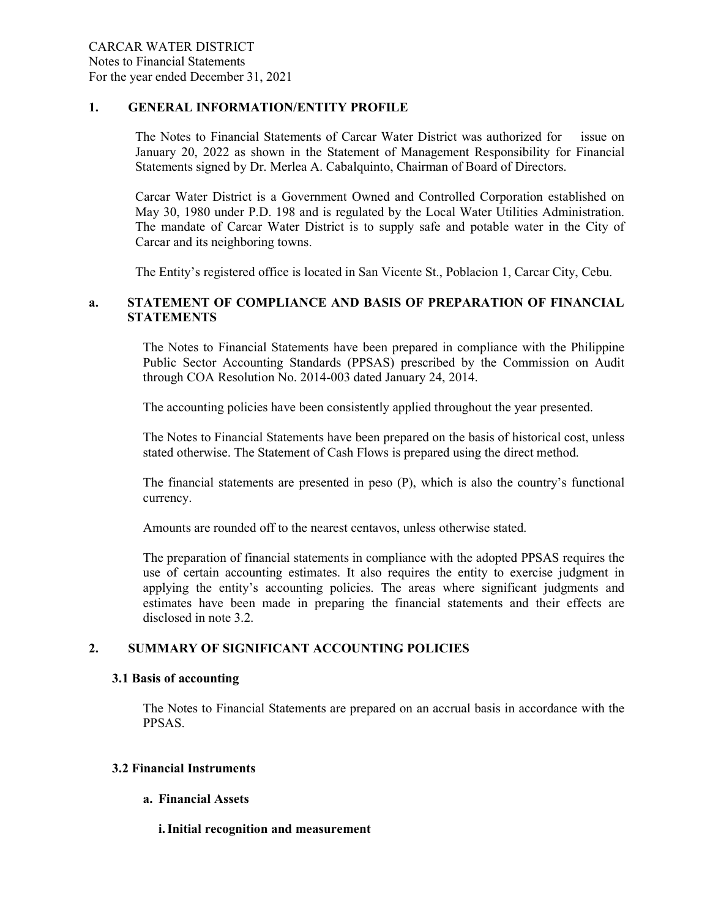CARCAR WATER DISTRICT
Notes to Financial Statements
For the year ended December 31, 2021

## 1. GENERAL INFORMATION/ENTITY PROFILE

The Notes to Financial Statements of Carcar Water District was authorized for issue on January 20, 2022 as shown in the Statement of Management Responsibility for Financial Statements signed by Dr. Merlea A. Cabalquinto, Chairman of Board of Directors.

Carcar Water District is a Government Owned and Controlled Corporation established on May 30, 1980 under P.D. 198 and is regulated by the Local Water Utilities Administration. The mandate of Carcar Water District is to supply safe and potable water in the City of Carcar and its neighboring towns.

The Entity's registered office is located in San Vicente St., Poblacion 1, Carcar City, Cebu.

## a. STATEMENT OF COMPLIANCE AND BASIS OF PREPARATION OF FINANCIAL STATEMENTS

The Notes to Financial Statements have been prepared in compliance with the Philippine Public Sector Accounting Standards (PPSAS) prescribed by the Commission on Audit through COA Resolution No. 2014-003 dated January 24, 2014.

The accounting policies have been consistently applied throughout the year presented.

The Notes to Financial Statements have been prepared on the basis of historical cost, unless stated otherwise. The Statement of Cash Flows is prepared using the direct method.

The financial statements are presented in peso (P), which is also the country's functional currency.

Amounts are rounded off to the nearest centavos, unless otherwise stated.

The preparation of financial statements in compliance with the adopted PPSAS requires the use of certain accounting estimates. It also requires the entity to exercise judgment in applying the entity's accounting policies. The areas where significant judgments and estimates have been made in preparing the financial statements and their effects are disclosed in note 3.2.

## 2. SUMMARY OF SIGNIFICANT ACCOUNTING POLICIES

### 3.1 Basis of accounting

The Notes to Financial Statements are prepared on an accrual basis in accordance with the PPSAS.

### 3.2 Financial Instruments

#### a. Financial Assets

##### i. Initial recognition and measurement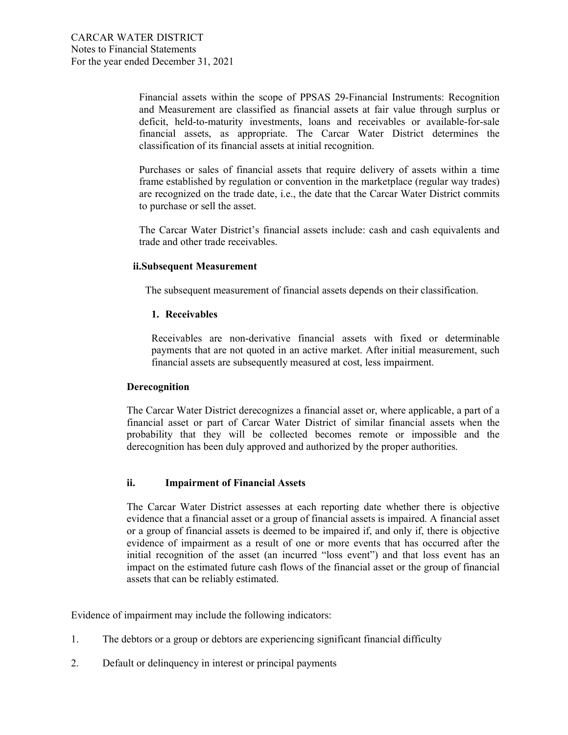Financial assets within the scope of PPSAS 29-Financial Instruments: Recognition and Measurement are classified as financial assets at fair value through surplus or deficit, held-to-maturity investments, loans and receivables or available-for-sale financial assets, as appropriate. The Carcar Water District determines the classification of its financial assets at initial recognition.

Purchases or sales of financial assets that require delivery of assets within a time frame established by regulation or convention in the marketplace (regular way trades) are recognized on the trade date, i.e., the date that the Carcar Water District commits to purchase or sell the asset.

The Carcar Water District's financial assets include: cash and cash equivalents and trade and other trade receivables.

**ii.Subsequent Measurement**

The subsequent measurement of financial assets depends on their classification.

**1. Receivables**

Receivables are non-derivative financial assets with fixed or determinable payments that are not quoted in an active market. After initial measurement, such financial assets are subsequently measured at cost, less impairment.

**Derecognition**

The Carcar Water District derecognizes a financial asset or, where applicable, a part of a financial asset or part of Carcar Water District of similar financial assets when the probability that they will be collected becomes remote or impossible and the derecognition has been duly approved and authorized by the proper authorities.

**ii. Impairment of Financial Assets**

The Carcar Water District assesses at each reporting date whether there is objective evidence that a financial asset or a group of financial assets is impaired. A financial asset or a group of financial assets is deemed to be impaired if, and only if, there is objective evidence of impairment as a result of one or more events that has occurred after the initial recognition of the asset (an incurred "loss event") and that loss event has an impact on the estimated future cash flows of the financial asset or the group of financial assets that can be reliably estimated.

Evidence of impairment may include the following indicators:

1. The debtors or a group or debtors are experiencing significant financial difficulty
2. Default or delinquency in interest or principal payments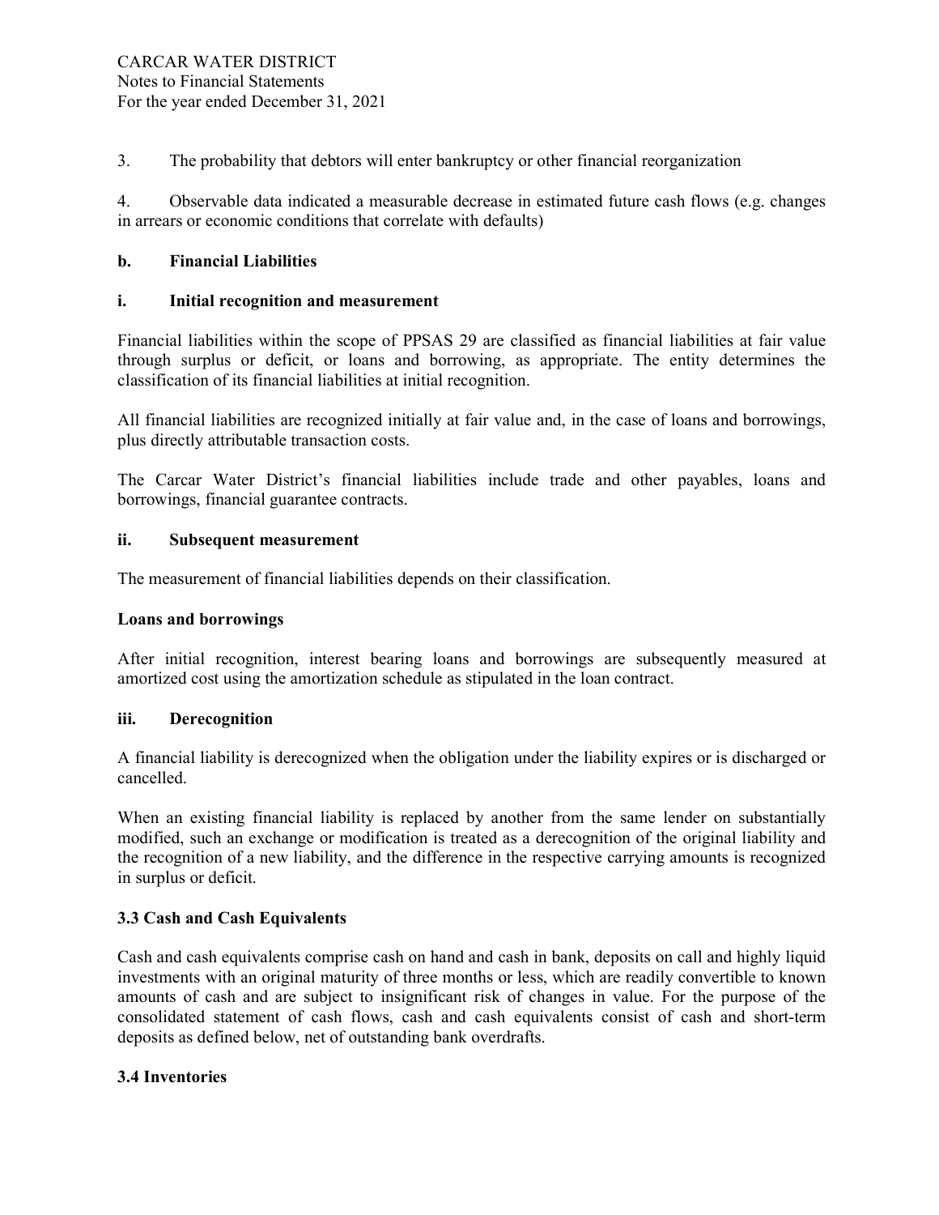3. The probability that debtors will enter bankruptcy or other financial reorganization

4. Observable data indicated a measurable decrease in estimated future cash flows (e.g. changes in arrears or economic conditions that correlate with defaults)

**b. Financial Liabilities**

**i. Initial recognition and measurement**

Financial liabilities within the scope of PPSAS 29 are classified as financial liabilities at fair value through surplus or deficit, or loans and borrowing, as appropriate. The entity determines the classification of its financial liabilities at initial recognition.

All financial liabilities are recognized initially at fair value and, in the case of loans and borrowings, plus directly attributable transaction costs.

The Carcar Water District's financial liabilities include trade and other payables, loans and borrowings, financial guarantee contracts.

**ii. Subsequent measurement**

The measurement of financial liabilities depends on their classification.

**Loans and borrowings**

After initial recognition, interest bearing loans and borrowings are subsequently measured at amortized cost using the amortization schedule as stipulated in the loan contract.

**iii. Derecognition**

A financial liability is derecognized when the obligation under the liability expires or is discharged or cancelled.

When an existing financial liability is replaced by another from the same lender on substantially modified, such an exchange or modification is treated as a derecognition of the original liability and the recognition of a new liability, and the difference in the respective carrying amounts is recognized in surplus or deficit.

## 3.3 Cash and Cash Equivalents

Cash and cash equivalents comprise cash on hand and cash in bank, deposits on call and highly liquid investments with an original maturity of three months or less, which are readily convertible to known amounts of cash and are subject to insignificant risk of changes in value. For the purpose of the consolidated statement of cash flows, cash and cash equivalents consist of cash and short-term deposits as defined below, net of outstanding bank overdrafts.

## 3.4 Inventories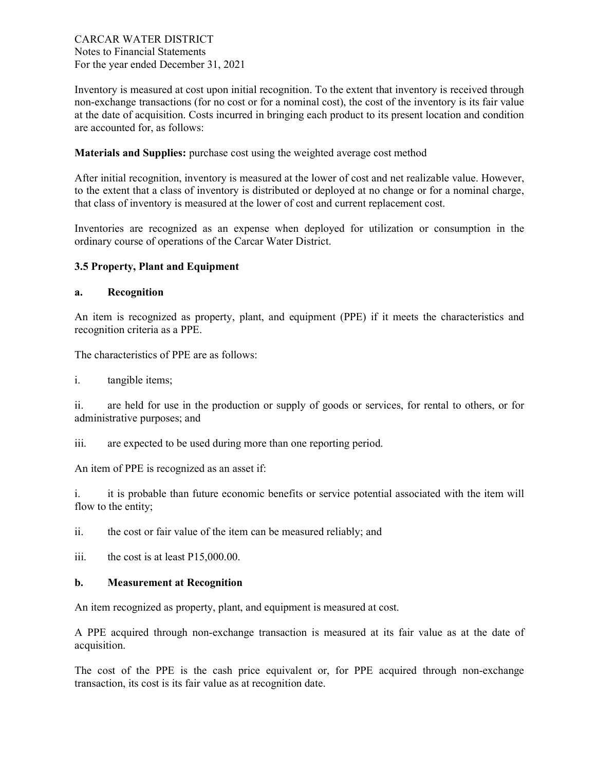Inventory is measured at cost upon initial recognition. To the extent that inventory is received through non-exchange transactions (for no cost or for a nominal cost), the cost of the inventory is its fair value at the date of acquisition. Costs incurred in bringing each product to its present location and condition are accounted for, as follows:

**Materials and Supplies:** purchase cost using the weighted average cost method

After initial recognition, inventory is measured at the lower of cost and net realizable value. However, to the extent that a class of inventory is distributed or deployed at no change or for a nominal charge, that class of inventory is measured at the lower of cost and current replacement cost.

Inventories are recognized as an expense when deployed for utilization or consumption in the ordinary course of operations of the Carcar Water District.

### 3.5 Property, Plant and Equipment

#### a. Recognition

An item is recognized as property, plant, and equipment (PPE) if it meets the characteristics and recognition criteria as a PPE.

The characteristics of PPE are as follows:

i. tangible items;

ii. are held for use in the production or supply of goods or services, for rental to others, or for administrative purposes; and

iii. are expected to be used during more than one reporting period.

An item of PPE is recognized as an asset if:

i. it is probable than future economic benefits or service potential associated with the item will flow to the entity;

ii. the cost or fair value of the item can be measured reliably; and

iii. the cost is at least P15,000.00.

#### b. Measurement at Recognition

An item recognized as property, plant, and equipment is measured at cost.

A PPE acquired through non-exchange transaction is measured at its fair value as at the date of acquisition.

The cost of the PPE is the cash price equivalent or, for PPE acquired through non-exchange transaction, its cost is its fair value as at recognition date.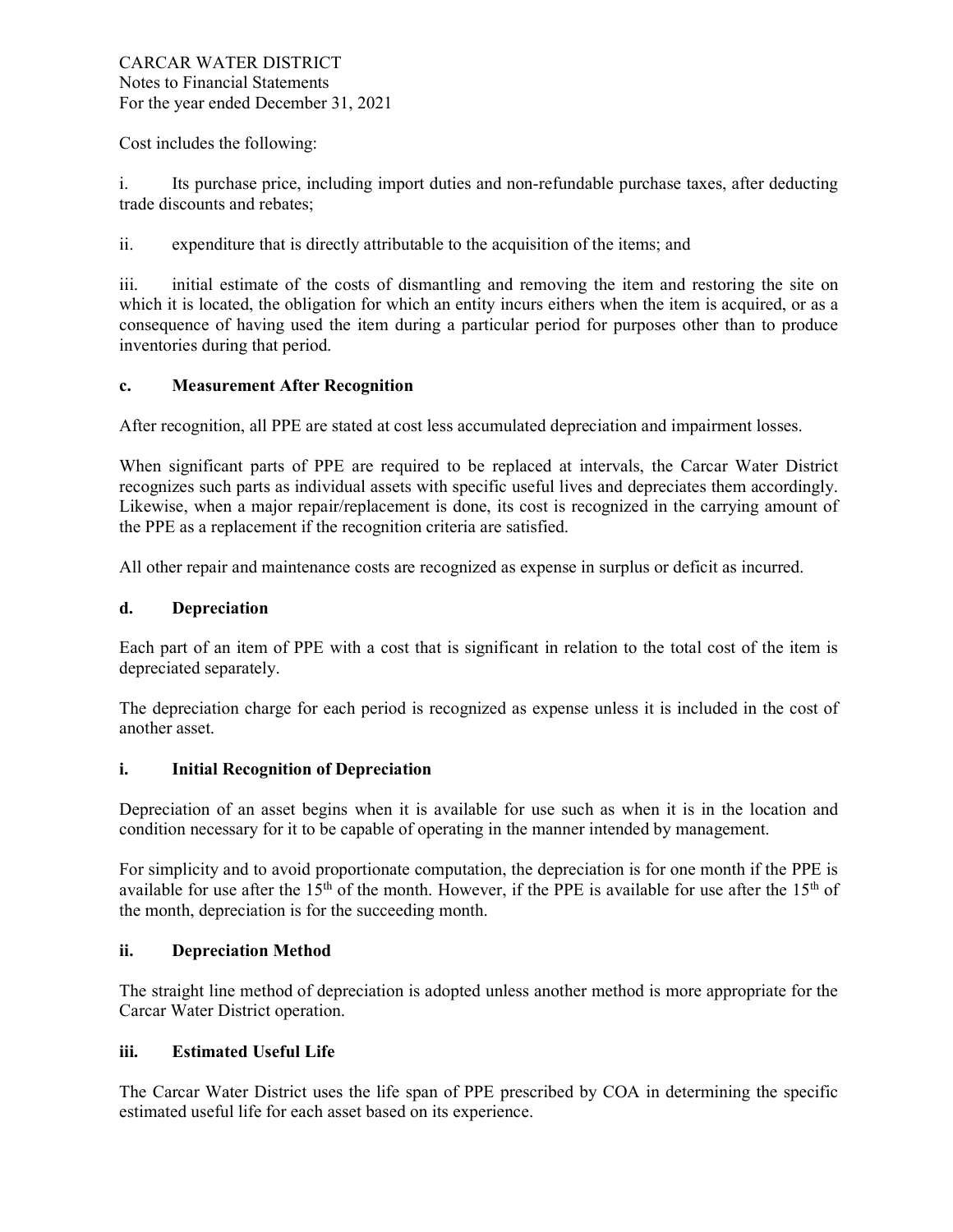Cost includes the following:

i. Its purchase price, including import duties and non-refundable purchase taxes, after deducting trade discounts and rebates;

ii. expenditure that is directly attributable to the acquisition of the items; and

iii. initial estimate of the costs of dismantling and removing the item and restoring the site on which it is located, the obligation for which an entity incurs eithers when the item is acquired, or as a consequence of having used the item during a particular period for purposes other than to produce inventories during that period.

**c. Measurement After Recognition**

After recognition, all PPE are stated at cost less accumulated depreciation and impairment losses.

When significant parts of PPE are required to be replaced at intervals, the Carcar Water District recognizes such parts as individual assets with specific useful lives and depreciates them accordingly. Likewise, when a major repair/replacement is done, its cost is recognized in the carrying amount of the PPE as a replacement if the recognition criteria are satisfied.

All other repair and maintenance costs are recognized as expense in surplus or deficit as incurred.

**d. Depreciation**

Each part of an item of PPE with a cost that is significant in relation to the total cost of the item is depreciated separately.

The depreciation charge for each period is recognized as expense unless it is included in the cost of another asset.

**i. Initial Recognition of Depreciation**

Depreciation of an asset begins when it is available for use such as when it is in the location and condition necessary for it to be capable of operating in the manner intended by management.

For simplicity and to avoid proportionate computation, the depreciation is for one month if the PPE is available for use after the 15th of the month. However, if the PPE is available for use after the 15th of the month, depreciation is for the succeeding month.

**ii. Depreciation Method**

The straight line method of depreciation is adopted unless another method is more appropriate for the Carcar Water District operation.

**iii. Estimated Useful Life**

The Carcar Water District uses the life span of PPE prescribed by COA in determining the specific estimated useful life for each asset based on its experience.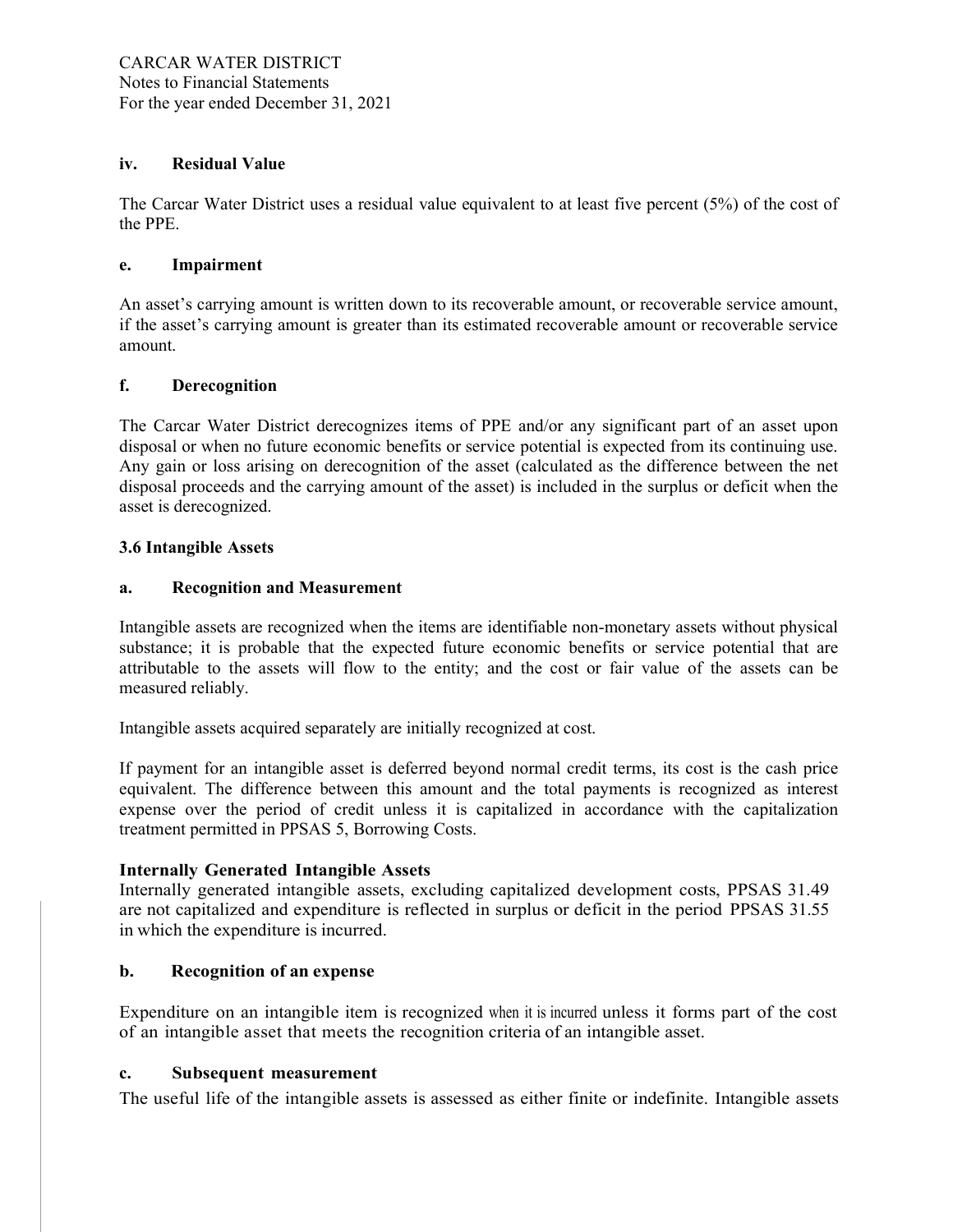### iv. Residual Value

The Carcar Water District uses a residual value equivalent to at least five percent (5%) of the cost of the PPE.

### e. Impairment

An asset's carrying amount is written down to its recoverable amount, or recoverable service amount, if the asset's carrying amount is greater than its estimated recoverable amount or recoverable service amount.

### f. Derecognition

The Carcar Water District derecognizes items of PPE and/or any significant part of an asset upon disposal or when no future economic benefits or service potential is expected from its continuing use. Any gain or loss arising on derecognition of the asset (calculated as the difference between the net disposal proceeds and the carrying amount of the asset) is included in the surplus or deficit when the asset is derecognized.

## 3.6 Intangible Assets

### a. Recognition and Measurement

Intangible assets are recognized when the items are identifiable non-monetary assets without physical substance; it is probable that the expected future economic benefits or service potential that are attributable to the assets will flow to the entity; and the cost or fair value of the assets can be measured reliably.

Intangible assets acquired separately are initially recognized at cost.

If payment for an intangible asset is deferred beyond normal credit terms, its cost is the cash price equivalent. The difference between this amount and the total payments is recognized as interest expense over the period of credit unless it is capitalized in accordance with the capitalization treatment permitted in PPSAS 5, Borrowing Costs.

**Internally Generated Intangible Assets**

Internally generated intangible assets, excluding capitalized development costs, PPSAS 31.49 are not capitalized and expenditure is reflected in surplus or deficit in the period PPSAS 31.55 in which the expenditure is incurred.

### b. Recognition of an expense

Expenditure on an intangible item is recognized when it is incurred unless it forms part of the cost of an intangible asset that meets the recognition criteria of an intangible asset.

### c. Subsequent measurement

The useful life of the intangible assets is assessed as either finite or indefinite. Intangible assets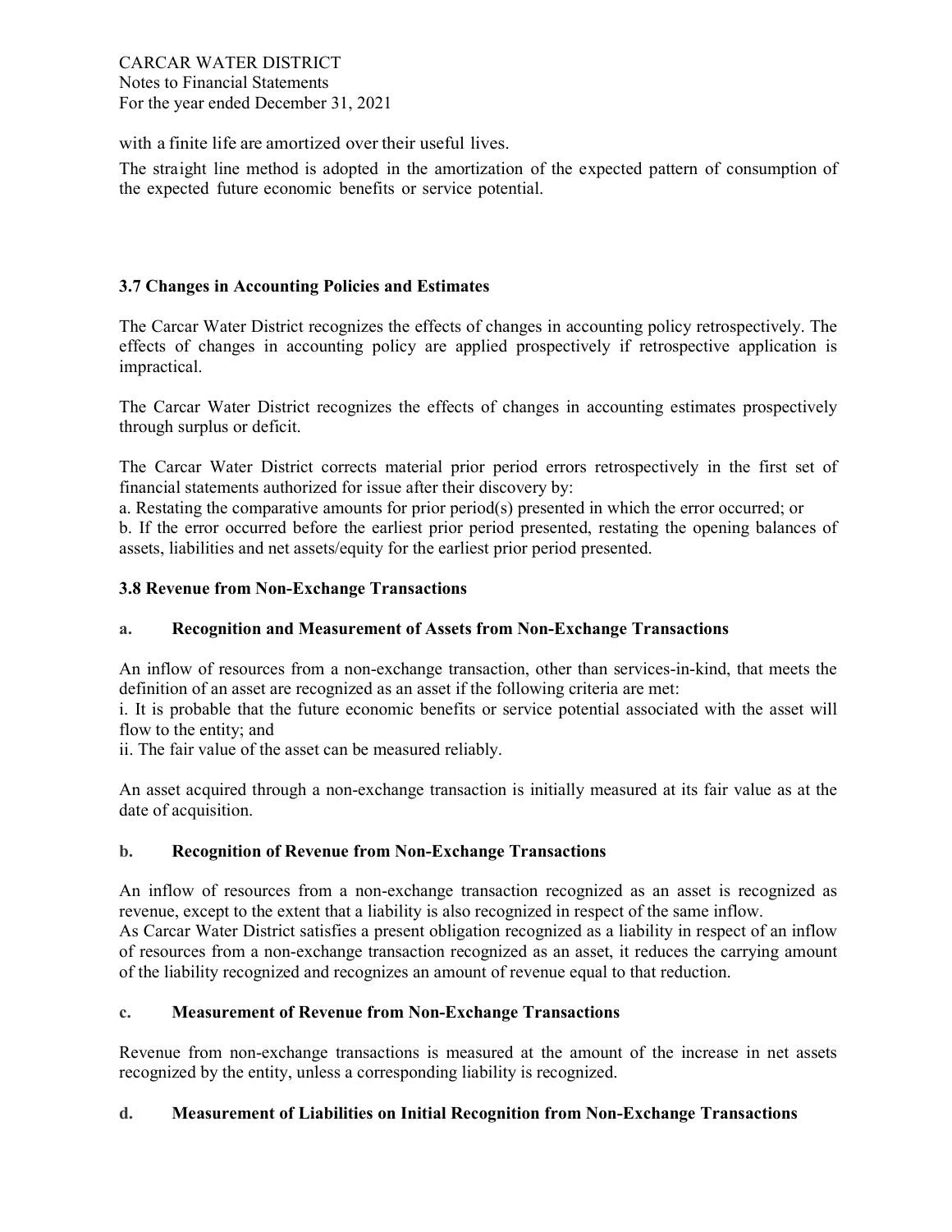with a finite life are amortized over their useful lives.

The straight line method is adopted in the amortization of the expected pattern of consumption of the expected future economic benefits or service potential.

### 3.7 Changes in Accounting Policies and Estimates

The Carcar Water District recognizes the effects of changes in accounting policy retrospectively. The effects of changes in accounting policy are applied prospectively if retrospective application is impractical.

The Carcar Water District recognizes the effects of changes in accounting estimates prospectively through surplus or deficit.

The Carcar Water District corrects material prior period errors retrospectively in the first set of financial statements authorized for issue after their discovery by:

a. Restating the comparative amounts for prior period(s) presented in which the error occurred; or

b. If the error occurred before the earliest prior period presented, restating the opening balances of assets, liabilities and net assets/equity for the earliest prior period presented.

### 3.8 Revenue from Non-Exchange Transactions

#### a. Recognition and Measurement of Assets from Non-Exchange Transactions

An inflow of resources from a non-exchange transaction, other than services-in-kind, that meets the definition of an asset are recognized as an asset if the following criteria are met:

i. It is probable that the future economic benefits or service potential associated with the asset will flow to the entity; and

ii. The fair value of the asset can be measured reliably.

An asset acquired through a non-exchange transaction is initially measured at its fair value as at the date of acquisition.

#### b. Recognition of Revenue from Non-Exchange Transactions

An inflow of resources from a non-exchange transaction recognized as an asset is recognized as revenue, except to the extent that a liability is also recognized in respect of the same inflow.

As Carcar Water District satisfies a present obligation recognized as a liability in respect of an inflow of resources from a non-exchange transaction recognized as an asset, it reduces the carrying amount of the liability recognized and recognizes an amount of revenue equal to that reduction.

#### c. Measurement of Revenue from Non-Exchange Transactions

Revenue from non-exchange transactions is measured at the amount of the increase in net assets recognized by the entity, unless a corresponding liability is recognized.

#### d. Measurement of Liabilities on Initial Recognition from Non-Exchange Transactions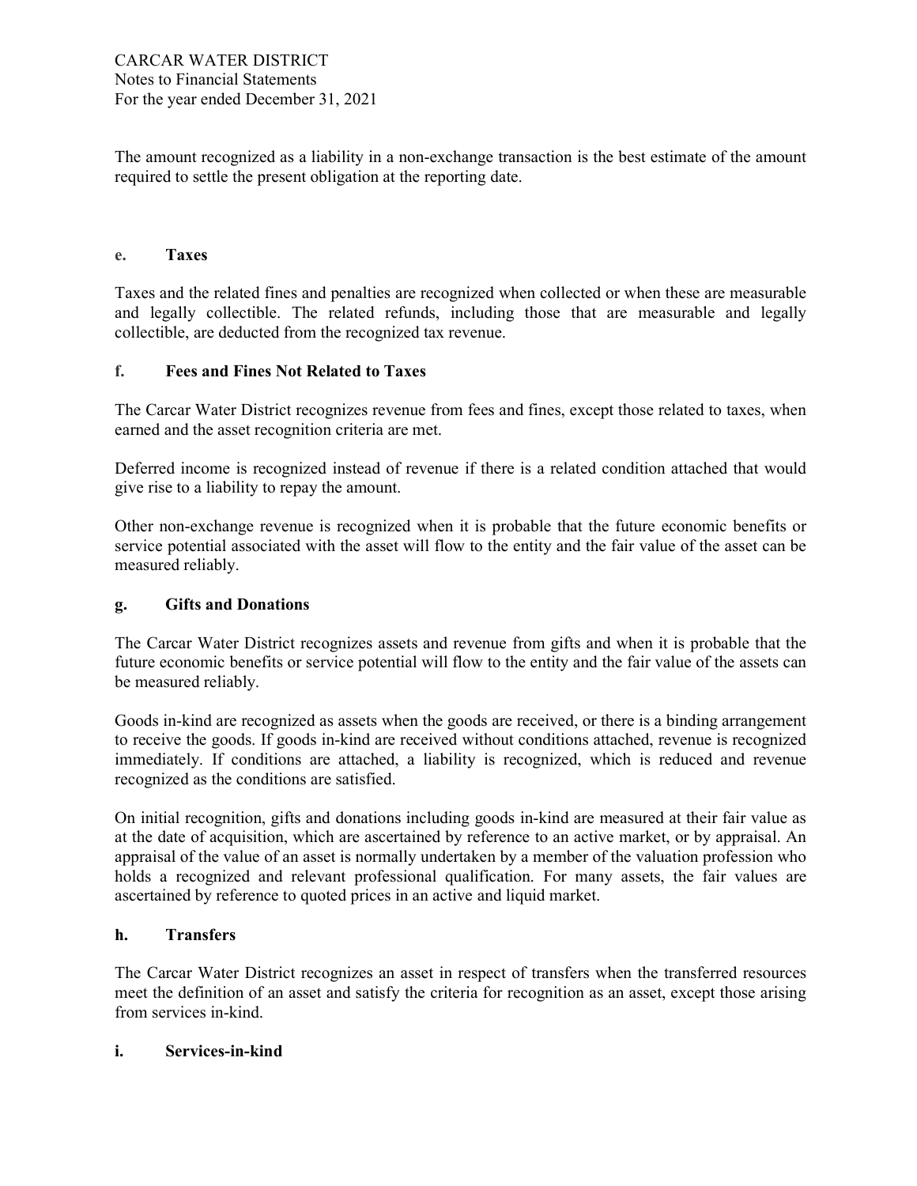The amount recognized as a liability in a non-exchange transaction is the best estimate of the amount required to settle the present obligation at the reporting date.

### e. Taxes

Taxes and the related fines and penalties are recognized when collected or when these are measurable and legally collectible. The related refunds, including those that are measurable and legally collectible, are deducted from the recognized tax revenue.

### f. Fees and Fines Not Related to Taxes

The Carcar Water District recognizes revenue from fees and fines, except those related to taxes, when earned and the asset recognition criteria are met.

Deferred income is recognized instead of revenue if there is a related condition attached that would give rise to a liability to repay the amount.

Other non-exchange revenue is recognized when it is probable that the future economic benefits or service potential associated with the asset will flow to the entity and the fair value of the asset can be measured reliably.

### g. Gifts and Donations

The Carcar Water District recognizes assets and revenue from gifts and when it is probable that the future economic benefits or service potential will flow to the entity and the fair value of the assets can be measured reliably.

Goods in-kind are recognized as assets when the goods are received, or there is a binding arrangement to receive the goods. If goods in-kind are received without conditions attached, revenue is recognized immediately. If conditions are attached, a liability is recognized, which is reduced and revenue recognized as the conditions are satisfied.

On initial recognition, gifts and donations including goods in-kind are measured at their fair value as at the date of acquisition, which are ascertained by reference to an active market, or by appraisal. An appraisal of the value of an asset is normally undertaken by a member of the valuation profession who holds a recognized and relevant professional qualification. For many assets, the fair values are ascertained by reference to quoted prices in an active and liquid market.

### h. Transfers

The Carcar Water District recognizes an asset in respect of transfers when the transferred resources meet the definition of an asset and satisfy the criteria for recognition as an asset, except those arising from services in-kind.

### i. Services-in-kind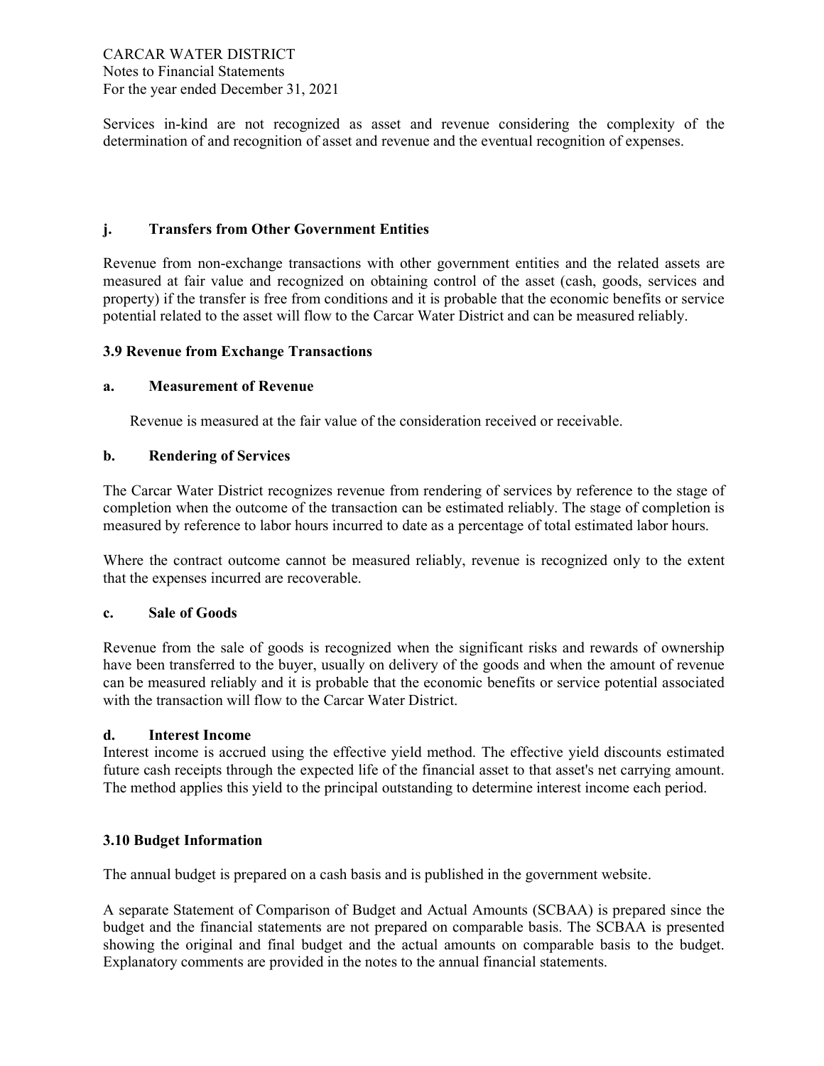Services in-kind are not recognized as asset and revenue considering the complexity of the determination of and recognition of asset and revenue and the eventual recognition of expenses.

#### j. Transfers from Other Government Entities

Revenue from non-exchange transactions with other government entities and the related assets are measured at fair value and recognized on obtaining control of the asset (cash, goods, services and property) if the transfer is free from conditions and it is probable that the economic benefits or service potential related to the asset will flow to the Carcar Water District and can be measured reliably.

### 3.9 Revenue from Exchange Transactions

#### a. Measurement of Revenue

Revenue is measured at the fair value of the consideration received or receivable.

#### b. Rendering of Services

The Carcar Water District recognizes revenue from rendering of services by reference to the stage of completion when the outcome of the transaction can be estimated reliably. The stage of completion is measured by reference to labor hours incurred to date as a percentage of total estimated labor hours.

Where the contract outcome cannot be measured reliably, revenue is recognized only to the extent that the expenses incurred are recoverable.

#### c. Sale of Goods

Revenue from the sale of goods is recognized when the significant risks and rewards of ownership have been transferred to the buyer, usually on delivery of the goods and when the amount of revenue can be measured reliably and it is probable that the economic benefits or service potential associated with the transaction will flow to the Carcar Water District.

#### d. Interest Income

Interest income is accrued using the effective yield method. The effective yield discounts estimated future cash receipts through the expected life of the financial asset to that asset's net carrying amount. The method applies this yield to the principal outstanding to determine interest income each period.

### 3.10 Budget Information

The annual budget is prepared on a cash basis and is published in the government website.

A separate Statement of Comparison of Budget and Actual Amounts (SCBAA) is prepared since the budget and the financial statements are not prepared on comparable basis. The SCBAA is presented showing the original and final budget and the actual amounts on comparable basis to the budget. Explanatory comments are provided in the notes to the annual financial statements.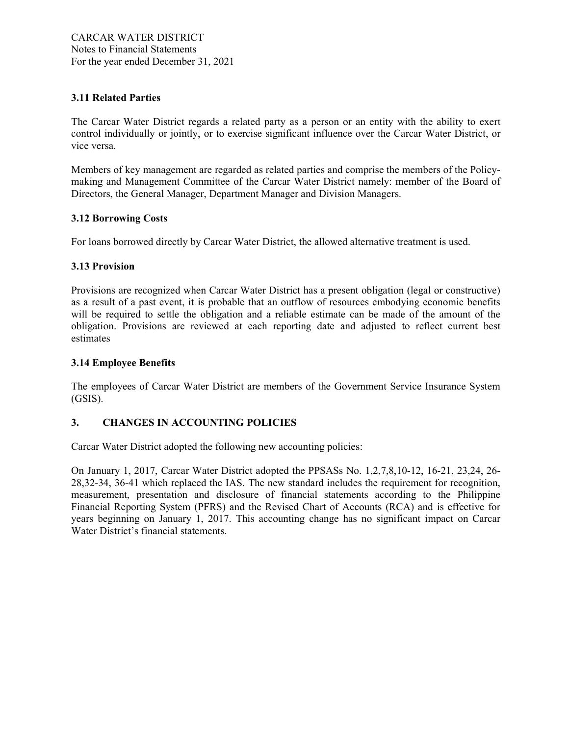### 3.11 Related Parties

The Carcar Water District regards a related party as a person or an entity with the ability to exert control individually or jointly, or to exercise significant influence over the Carcar Water District, or vice versa.

Members of key management are regarded as related parties and comprise the members of the Policy-making and Management Committee of the Carcar Water District namely: member of the Board of Directors, the General Manager, Department Manager and Division Managers.

### 3.12 Borrowing Costs

For loans borrowed directly by Carcar Water District, the allowed alternative treatment is used.

### 3.13 Provision

Provisions are recognized when Carcar Water District has a present obligation (legal or constructive) as a result of a past event, it is probable that an outflow of resources embodying economic benefits will be required to settle the obligation and a reliable estimate can be made of the amount of the obligation. Provisions are reviewed at each reporting date and adjusted to reflect current best estimates

### 3.14 Employee Benefits

The employees of Carcar Water District are members of the Government Service Insurance System (GSIS).

## 3. CHANGES IN ACCOUNTING POLICIES

Carcar Water District adopted the following new accounting policies:

On January 1, 2017, Carcar Water District adopted the PPSASs No. 1,2,7,8,10-12, 16-21, 23,24, 26-28,32-34, 36-41 which replaced the IAS. The new standard includes the requirement for recognition, measurement, presentation and disclosure of financial statements according to the Philippine Financial Reporting System (PFRS) and the Revised Chart of Accounts (RCA) and is effective for years beginning on January 1, 2017. This accounting change has no significant impact on Carcar Water District's financial statements.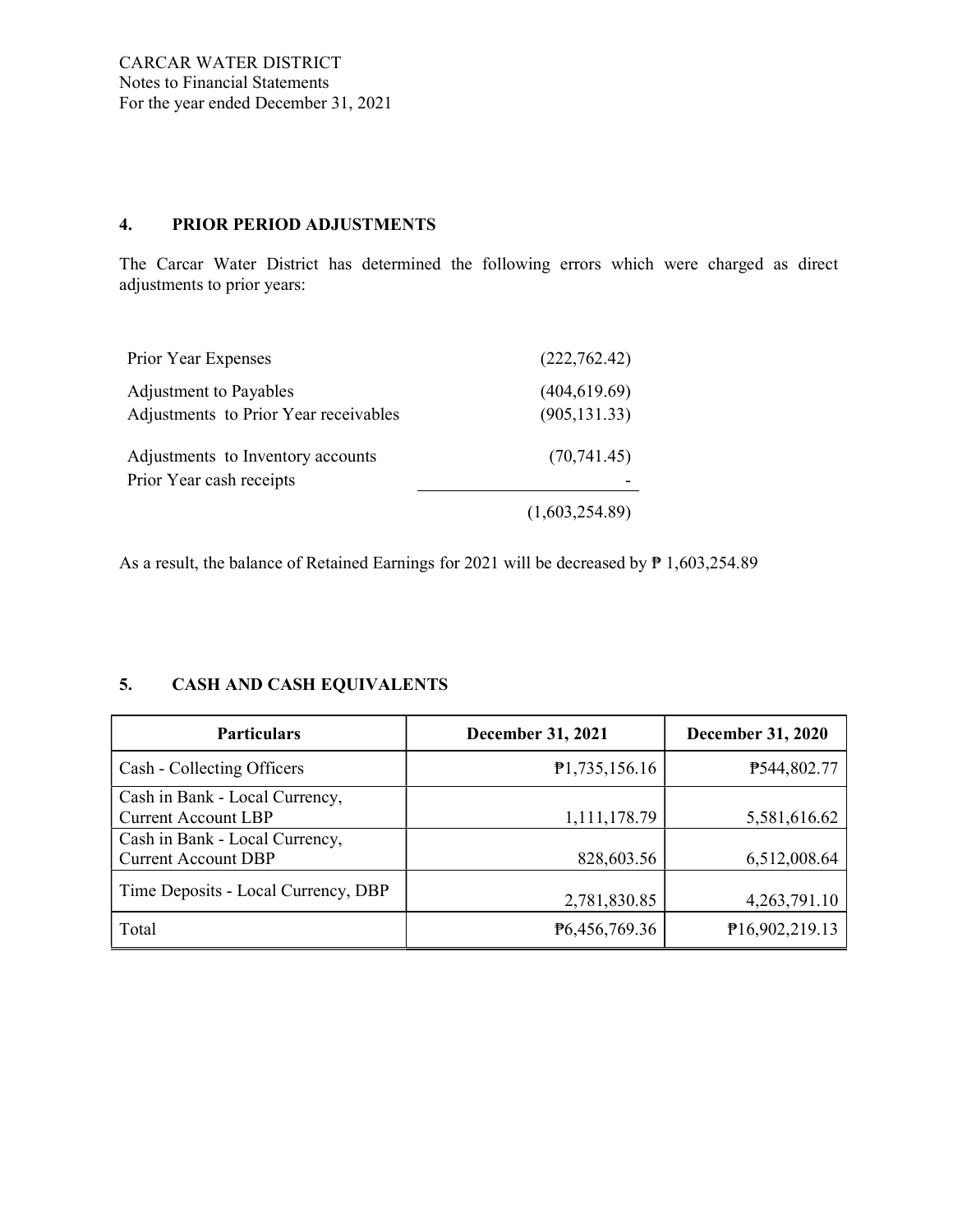## 4. PRIOR PERIOD ADJUSTMENTS

The Carcar Water District has determined the following errors which were charged as direct adjustments to prior years:

| | |
|---|---|
| Prior Year Expenses | (222,762.42) |
| Adjustment to Payables | (404,619.69) |
| Adjustments to Prior Year receivables | (905,131.33) |
| Adjustments to Inventory accounts | (70,741.45) |
| Prior Year cash receipts | - |
| | (1,603,254.89) |

As a result, the balance of Retained Earnings for 2021 will be decreased by ₱ 1,603,254.89

## 5. CASH AND CASH EQUIVALENTS

| Particulars | December 31, 2021 | December 31, 2020 |
|---|---|---|
| Cash - Collecting Officers | ₱1,735,156.16 | ₱544,802.77 |
| Cash in Bank - Local Currency, Current Account LBP | 1,111,178.79 | 5,581,616.62 |
| Cash in Bank - Local Currency, Current Account DBP | 828,603.56 | 6,512,008.64 |
| Time Deposits - Local Currency, DBP | 2,781,830.85 | 4,263,791.10 |
| Total | ₱6,456,769.36 | ₱16,902,219.13 |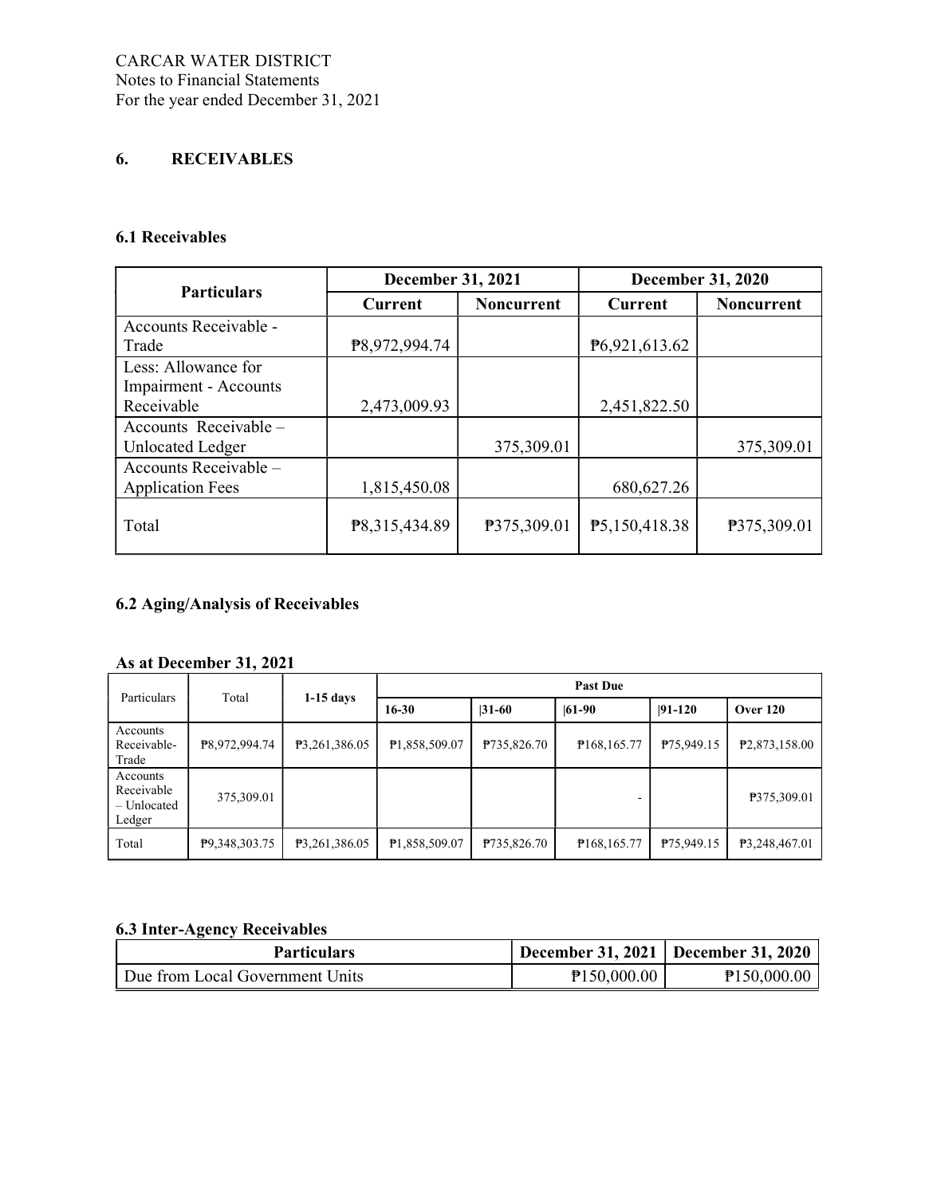CARCAR WATER DISTRICT
Notes to Financial Statements
For the year ended December 31, 2021

## 6. RECEIVABLES

### 6.1 Receivables

| Particulars | December 31, 2021 | | December 31, 2020 | |
|---|---|---|---|---|
| | Current | Noncurrent | Current | Noncurrent |
| Accounts Receivable - Trade | ₱8,972,994.74 | | ₱6,921,613.62 | |
| Less: Allowance for Impairment - Accounts Receivable | 2,473,009.93 | | 2,451,822.50 | |
| Accounts Receivable – Unlocated Ledger | | 375,309.01 | | 375,309.01 |
| Accounts Receivable – Application Fees | 1,815,450.08 | | 680,627.26 | |
| Total | ₱8,315,434.89 | ₱375,309.01 | ₱5,150,418.38 | ₱375,309.01 |

### 6.2 Aging/Analysis of Receivables

**As at December 31, 2021**

| Particulars | Total | 1-15 days | Past Due | | | | |
|---|---|---|---|---|---|---|---|
| | | | 16-30 | 31-60 | 61-90 | 91-120 | Over 120 |
| Accounts Receivable-Trade | ₱8,972,994.74 | ₱3,261,386.05 | ₱1,858,509.07 | ₱735,826.70 | ₱168,165.77 | ₱75,949.15 | ₱2,873,158.00 |
| Accounts Receivable – Unlocated Ledger | 375,309.01 | | | | - | | ₱375,309.01 |
| Total | ₱9,348,303.75 | ₱3,261,386.05 | ₱1,858,509.07 | ₱735,826.70 | ₱168,165.77 | ₱75,949.15 | ₱3,248,467.01 |

### 6.3 Inter-Agency Receivables

| Particulars | December 31, 2021 | December 31, 2020 |
|---|---|---|
| Due from Local Government Units | ₱150,000.00 | ₱150,000.00 |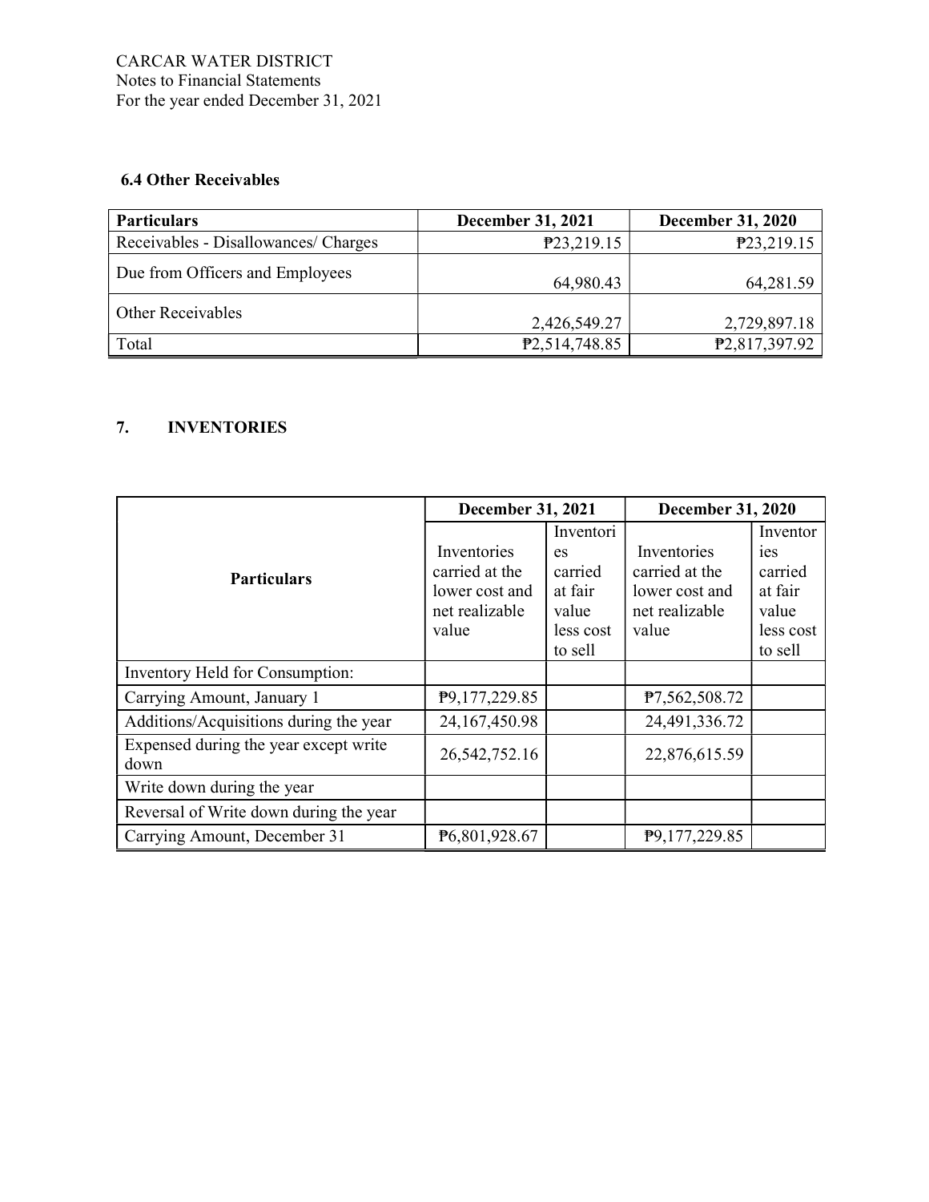### 6.4 Other Receivables

| Particulars | December 31, 2021 | December 31, 2020 |
|---|---|---|
| Receivables - Disallowances/ Charges | ₱23,219.15 | ₱23,219.15 |
| Due from Officers and Employees | 64,980.43 | 64,281.59 |
| Other Receivables | 2,426,549.27 | 2,729,897.18 |
| Total | ₱2,514,748.85 | ₱2,817,397.92 |

## 7. INVENTORIES

| Particulars | December 31, 2021 | | December 31, 2020 | |
|---|---|---|---|---|
| | Inventories carried at the lower cost and net realizable value | Inventories carried at fair value less cost to sell | Inventories carried at the lower cost and net realizable value | Inventories carried at fair value less cost to sell |
| Inventory Held for Consumption: | | | | |
| Carrying Amount, January 1 | ₱9,177,229.85 | | ₱7,562,508.72 | |
| Additions/Acquisitions during the year | 24,167,450.98 | | 24,491,336.72 | |
| Expensed during the year except write down | 26,542,752.16 | | 22,876,615.59 | |
| Write down during the year | | | | |
| Reversal of Write down during the year | | | | |
| Carrying Amount, December 31 | ₱6,801,928.67 | | ₱9,177,229.85 | |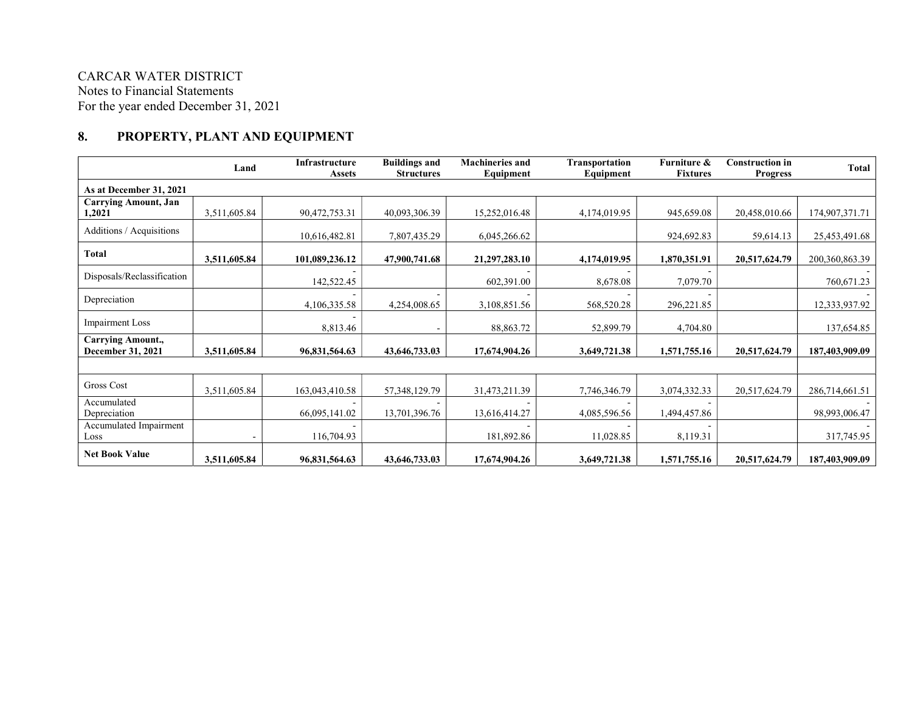CARCAR WATER DISTRICT
Notes to Financial Statements
For the year ended December 31, 2021

## 8. PROPERTY, PLANT AND EQUIPMENT

| | Land | Infrastructure Assets | Buildings and Structures | Machineries and Equipment | Transportation Equipment | Furniture & Fixtures | Construction in Progress | Total |
|---|---|---|---|---|---|---|---|---|
| **As at December 31, 2021** | | | | | | | | |
| **Carrying Amount, Jan 1,2021** | 3,511,605.84 | 90,472,753.31 | 40,093,306.39 | 15,252,016.48 | 4,174,019.95 | 945,659.08 | 20,458,010.66 | 174,907,371.71 |
| Additions / Acquisitions | | 10,616,482.81 | 7,807,435.29 | 6,045,266.62 | | 924,692.83 | 59,614.13 | 25,453,491.68 |
| **Total** | **3,511,605.84** | **101,089,236.12** | **47,900,741.68** | **21,297,283.10** | **4,174,019.95** | **1,870,351.91** | **20,517,624.79** | 200,360,863.39 |
| Disposals/Reclassification | | -142,522.45 | | -602,391.00 | -8,678.08 | -7,079.70 | | -760,671.23 |
| Depreciation | | -4,106,335.58 | -4,254,008.65 | -3,108,851.56 | -568,520.28 | -296,221.85 | | -12,333,937.92 |
| Impairment Loss | | -8,813.46 | - | 88,863.72 | 52,899.79 | 4,704.80 | | 137,654.85 |
| **Carrying Amount., December 31, 2021** | **3,511,605.84** | **96,831,564.63** | **43,646,733.03** | **17,674,904.26** | **3,649,721.38** | **1,571,755.16** | **20,517,624.79** | **187,403,909.09** |
| | | | | | | | | |
| Gross Cost | 3,511,605.84 | 163,043,410.58 | 57,348,129.79 | 31,473,211.39 | 7,746,346.79 | 3,074,332.33 | 20,517,624.79 | 286,714,661.51 |
| Accumulated Depreciation | | -66,095,141.02 | -13,701,396.76 | -13,616,414.27 | -4,085,596.56 | -1,494,457.86 | | -98,993,006.47 |
| Accumulated Impairment Loss | - | -116,704.93 | | -181,892.86 | -11,028.85 | -8,119.31 | | -317,745.95 |
| **Net Book Value** | **3,511,605.84** | **96,831,564.63** | **43,646,733.03** | **17,674,904.26** | **3,649,721.38** | **1,571,755.16** | **20,517,624.79** | **187,403,909.09** |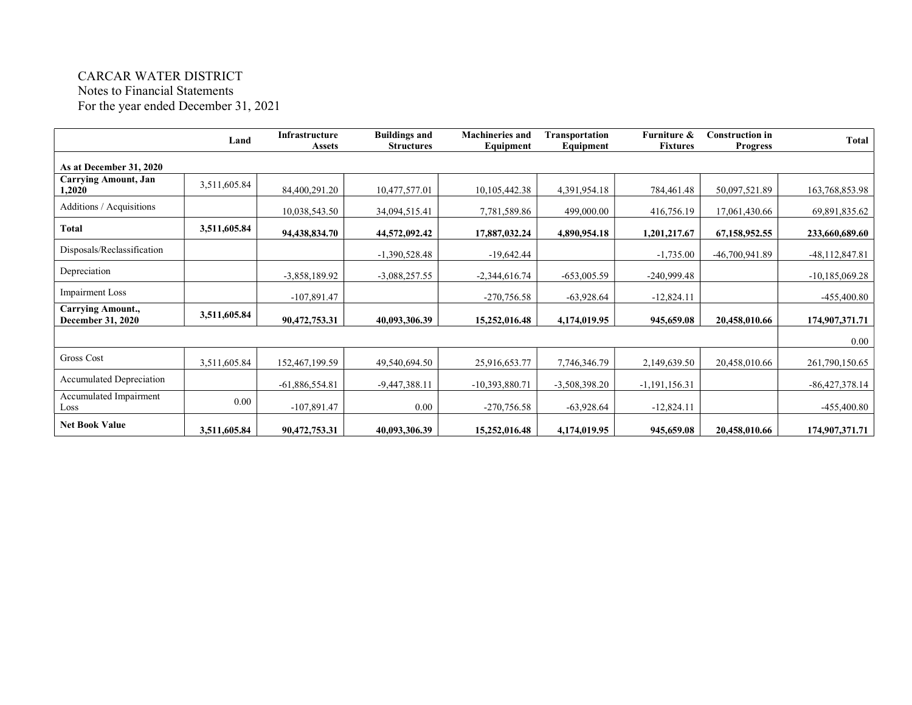CARCAR WATER DISTRICT
Notes to Financial Statements
For the year ended December 31, 2021

| | Land | Infrastructure Assets | Buildings and Structures | Machineries and Equipment | Transportation Equipment | Furniture & Fixtures | Construction in Progress | Total |
|---|---|---|---|---|---|---|---|---|
| **As at December 31, 2020** | | | | | | | | |
| **Carrying Amount, Jan 1,2020** | 3,511,605.84 | 84,400,291.20 | 10,477,577.01 | 10,105,442.38 | 4,391,954.18 | 784,461.48 | 50,097,521.89 | 163,768,853.98 |
| Additions / Acquisitions | | 10,038,543.50 | 34,094,515.41 | 7,781,589.86 | 499,000.00 | 416,756.19 | 17,061,430.66 | 69,891,835.62 |
| **Total** | **3,511,605.84** | **94,438,834.70** | **44,572,092.42** | **17,887,032.24** | **4,890,954.18** | **1,201,217.67** | **67,158,952.55** | **233,660,689.60** |
| Disposals/Reclassification | | | -1,390,528.48 | -19,642.44 | | -1,735.00 | -46,700,941.89 | -48,112,847.81 |
| Depreciation | | -3,858,189.92 | -3,088,257.55 | -2,344,616.74 | -653,005.59 | -240,999.48 | | -10,185,069.28 |
| Impairment Loss | | -107,891.47 | | -270,756.58 | -63,928.64 | -12,824.11 | | -455,400.80 |
| **Carrying Amount., December 31, 2020** | **3,511,605.84** | **90,472,753.31** | **40,093,306.39** | **15,252,016.48** | **4,174,019.95** | **945,659.08** | **20,458,010.66** | **174,907,371.71** |
| | | | | | | | | 0.00 |
| Gross Cost | 3,511,605.84 | 152,467,199.59 | 49,540,694.50 | 25,916,653.77 | 7,746,346.79 | 2,149,639.50 | 20,458,010.66 | 261,790,150.65 |
| Accumulated Depreciation | | -61,886,554.81 | -9,447,388.11 | -10,393,880.71 | -3,508,398.20 | -1,191,156.31 | | -86,427,378.14 |
| Accumulated Impairment Loss | 0.00 | -107,891.47 | 0.00 | -270,756.58 | -63,928.64 | -12,824.11 | | -455,400.80 |
| **Net Book Value** | **3,511,605.84** | **90,472,753.31** | **40,093,306.39** | **15,252,016.48** | **4,174,019.95** | **945,659.08** | **20,458,010.66** | **174,907,371.71** |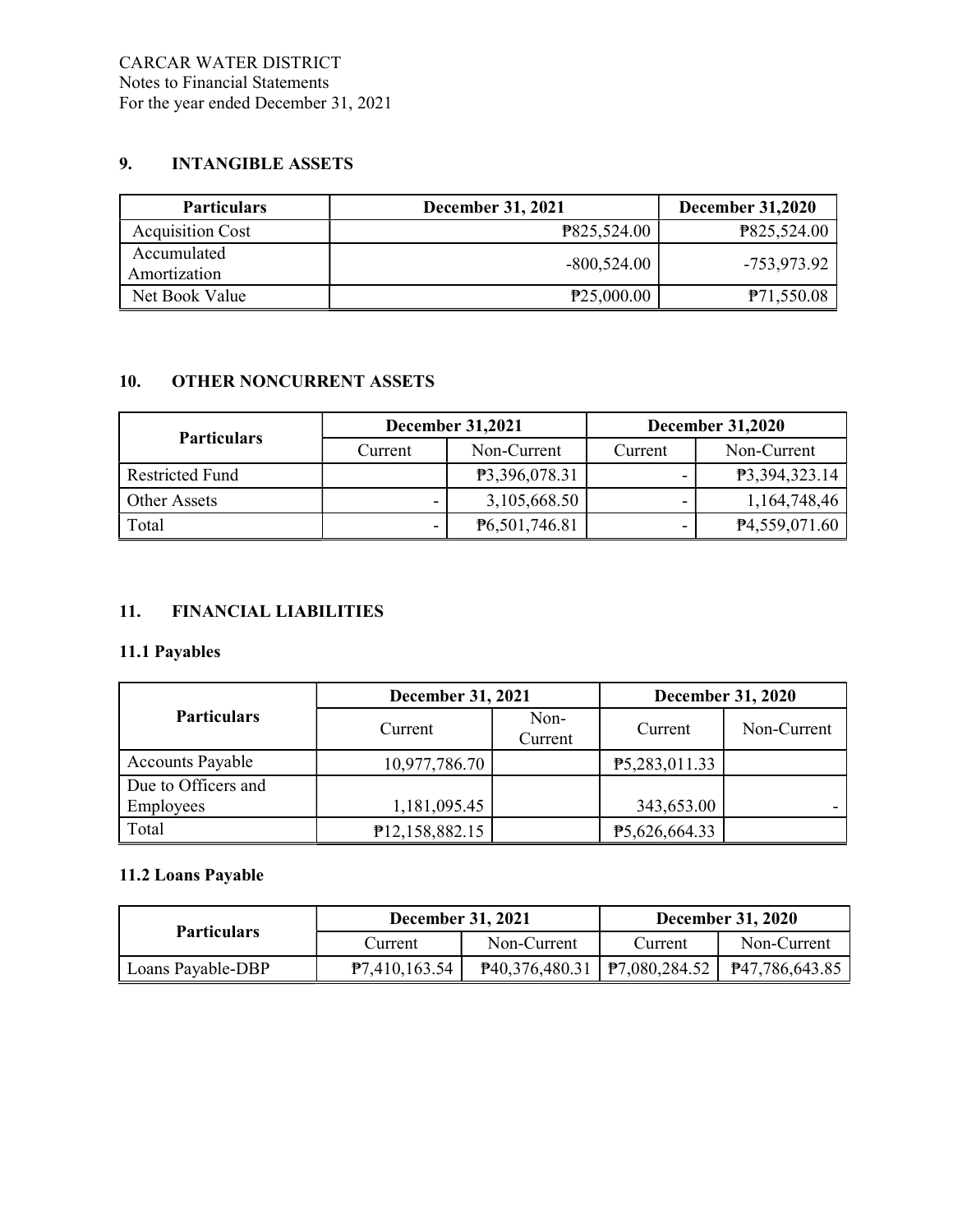CARCAR WATER DISTRICT
Notes to Financial Statements
For the year ended December 31, 2021

## 9. INTANGIBLE ASSETS

| Particulars | December 31, 2021 | December 31,2020 |
|---|---|---|
| Acquisition Cost | ₱825,524.00 | ₱825,524.00 |
| Accumulated Amortization | -800,524.00 | -753,973.92 |
| Net Book Value | ₱25,000.00 | ₱71,550.08 |

## 10. OTHER NONCURRENT ASSETS

| Particulars | December 31,2021 | | December 31,2020 | |
|---|---|---|---|---|
| | Current | Non-Current | Current | Non-Current |
| Restricted Fund | | ₱3,396,078.31 | - | ₱3,394,323.14 |
| Other Assets | - | 3,105,668.50 | - | 1,164,748,46 |
| Total | - | ₱6,501,746.81 | - | ₱4,559,071.60 |

## 11. FINANCIAL LIABILITIES

### 11.1 Payables

| Particulars | December 31, 2021 | | December 31, 2020 | |
|---|---|---|---|---|
| | Current | Non-Current | Current | Non-Current |
| Accounts Payable | 10,977,786.70 | | ₱5,283,011.33 | |
| Due to Officers and Employees | 1,181,095.45 | | 343,653.00 | - |
| Total | ₱12,158,882.15 | | ₱5,626,664.33 | |

### 11.2 Loans Payable

| Particulars | December 31, 2021 | | December 31, 2020 | |
|---|---|---|---|---|
| | Current | Non-Current | Current | Non-Current |
| Loans Payable-DBP | ₱7,410,163.54 | ₱40,376,480.31 | ₱7,080,284.52 | ₱47,786,643.85 |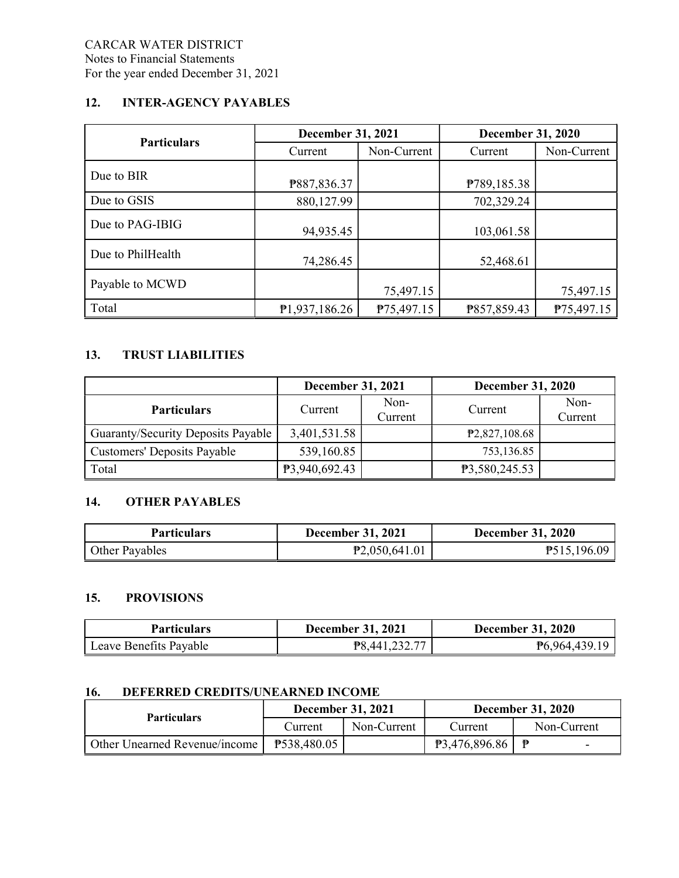CARCAR WATER DISTRICT
Notes to Financial Statements
For the year ended December 31, 2021

## 12. INTER-AGENCY PAYABLES

| Particulars | December 31, 2021 | | December 31, 2020 | |
|---|---|---|---|---|
| | Current | Non-Current | Current | Non-Current |
| Due to BIR | ₱887,836.37 | | ₱789,185.38 | |
| Due to GSIS | 880,127.99 | | 702,329.24 | |
| Due to PAG-IBIG | 94,935.45 | | 103,061.58 | |
| Due to PhilHealth | 74,286.45 | | 52,468.61 | |
| Payable to MCWD | | 75,497.15 | | 75,497.15 |
| Total | ₱1,937,186.26 | ₱75,497.15 | ₱857,859.43 | ₱75,497.15 |

## 13. TRUST LIABILITIES

| | December 31, 2021 | | December 31, 2020 | |
|---|---|---|---|---|
| Particulars | Current | Non-Current | Current | Non-Current |
| Guaranty/Security Deposits Payable | 3,401,531.58 | | ₱2,827,108.68 | |
| Customers' Deposits Payable | 539,160.85 | | 753,136.85 | |
| Total | ₱3,940,692.43 | | ₱3,580,245.53 | |

## 14. OTHER PAYABLES

| Particulars | December 31, 2021 | December 31, 2020 |
|---|---|---|
| Other Payables | ₱2,050,641.01 | ₱515,196.09 |

## 15. PROVISIONS

| Particulars | December 31, 2021 | December 31, 2020 |
|---|---|---|
| Leave Benefits Payable | ₱8,441,232.77 | ₱6,964,439.19 |

## 16. DEFERRED CREDITS/UNEARNED INCOME

| Particulars | December 31, 2021 | | December 31, 2020 | |
|---|---|---|---|---|
| | Current | Non-Current | Current | Non-Current |
| Other Unearned Revenue/income | ₱538,480.05 | | ₱3,476,896.86 | ₱ - |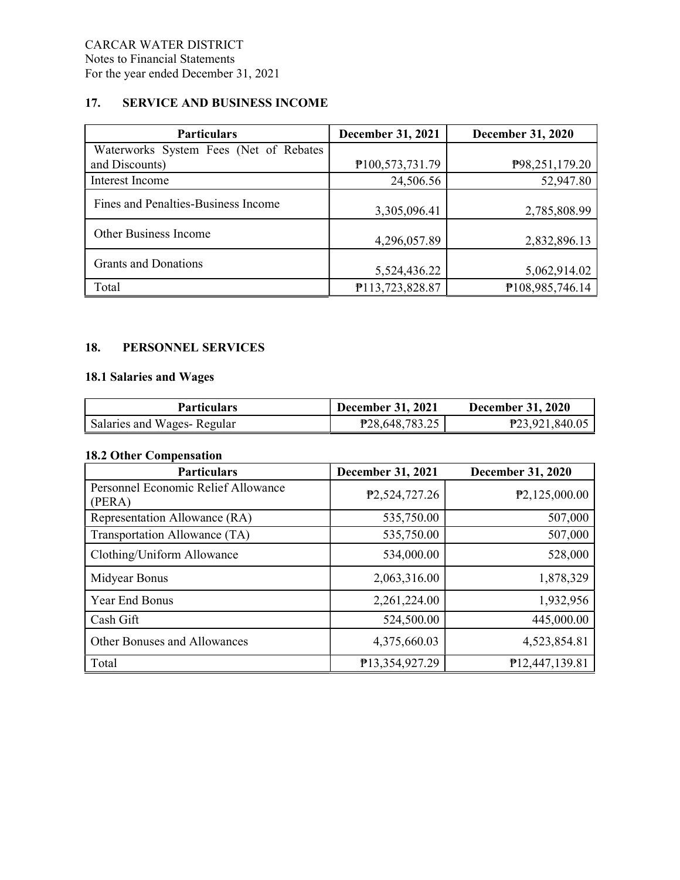CARCAR WATER DISTRICT
Notes to Financial Statements
For the year ended December 31, 2021

## 17. SERVICE AND BUSINESS INCOME

| Particulars | December 31, 2021 | December 31, 2020 |
|---|---|---|
| Waterworks System Fees (Net of Rebates and Discounts) | ₱100,573,731.79 | ₱98,251,179.20 |
| Interest Income | 24,506.56 | 52,947.80 |
| Fines and Penalties-Business Income | 3,305,096.41 | 2,785,808.99 |
| Other Business Income | 4,296,057.89 | 2,832,896.13 |
| Grants and Donations | 5,524,436.22 | 5,062,914.02 |
| Total | ₱113,723,828.87 | ₱108,985,746.14 |

## 18. PERSONNEL SERVICES

### 18.1 Salaries and Wages

| Particulars | December 31, 2021 | December 31, 2020 |
|---|---|---|
| Salaries and Wages- Regular | ₱28,648,783.25 | ₱23,921,840.05 |

### 18.2 Other Compensation

| Particulars | December 31, 2021 | December 31, 2020 |
|---|---|---|
| Personnel Economic Relief Allowance (PERA) | ₱2,524,727.26 | ₱2,125,000.00 |
| Representation Allowance (RA) | 535,750.00 | 507,000 |
| Transportation Allowance (TA) | 535,750.00 | 507,000 |
| Clothing/Uniform Allowance | 534,000.00 | 528,000 |
| Midyear Bonus | 2,063,316.00 | 1,878,329 |
| Year End Bonus | 2,261,224.00 | 1,932,956 |
| Cash Gift | 524,500.00 | 445,000.00 |
| Other Bonuses and Allowances | 4,375,660.03 | 4,523,854.81 |
| Total | ₱13,354,927.29 | ₱12,447,139.81 |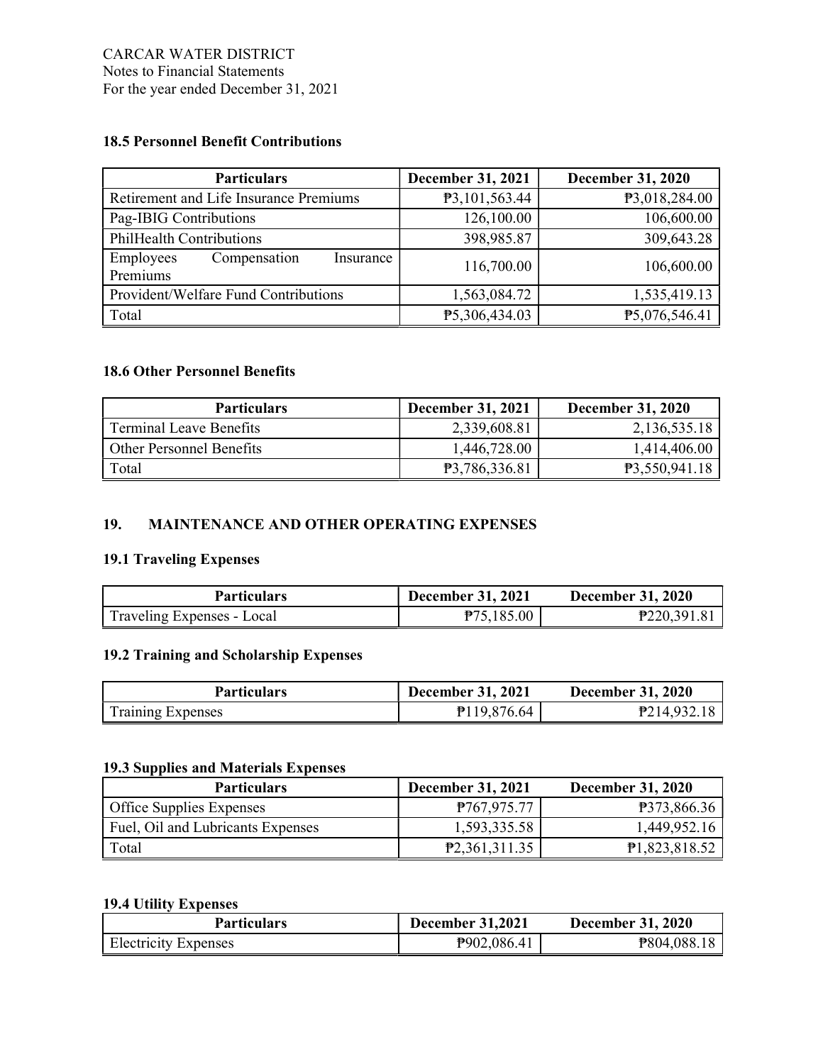CARCAR WATER DISTRICT
Notes to Financial Statements
For the year ended December 31, 2021

### 18.5 Personnel Benefit Contributions

| Particulars | December 31, 2021 | December 31, 2020 |
|---|---:|---:|
| Retirement and Life Insurance Premiums | ₱3,101,563.44 | ₱3,018,284.00 |
| Pag-IBIG Contributions | 126,100.00 | 106,600.00 |
| PhilHealth Contributions | 398,985.87 | 309,643.28 |
| Employees Compensation Insurance Premiums | 116,700.00 | 106,600.00 |
| Provident/Welfare Fund Contributions | 1,563,084.72 | 1,535,419.13 |
| Total | ₱5,306,434.03 | ₱5,076,546.41 |

### 18.6 Other Personnel Benefits

| Particulars | December 31, 2021 | December 31, 2020 |
|---|---:|---:|
| Terminal Leave Benefits | 2,339,608.81 | 2,136,535.18 |
| Other Personnel Benefits | 1,446,728.00 | 1,414,406.00 |
| Total | ₱3,786,336.81 | ₱3,550,941.18 |

## 19. MAINTENANCE AND OTHER OPERATING EXPENSES

### 19.1 Traveling Expenses

| Particulars | December 31, 2021 | December 31, 2020 |
|---|---:|---:|
| Traveling Expenses - Local | ₱75,185.00 | ₱220,391.81 |

### 19.2 Training and Scholarship Expenses

| Particulars | December 31, 2021 | December 31, 2020 |
|---|---:|---:|
| Training Expenses | ₱119,876.64 | ₱214,932.18 |

### 19.3 Supplies and Materials Expenses

| Particulars | December 31, 2021 | December 31, 2020 |
|---|---:|---:|
| Office Supplies Expenses | ₱767,975.77 | ₱373,866.36 |
| Fuel, Oil and Lubricants Expenses | 1,593,335.58 | 1,449,952.16 |
| Total | ₱2,361,311.35 | ₱1,823,818.52 |

### 19.4 Utility Expenses

| Particulars | December 31,2021 | December 31, 2020 |
|---|---:|---:|
| Electricity Expenses | ₱902,086.41 | ₱804,088.18 |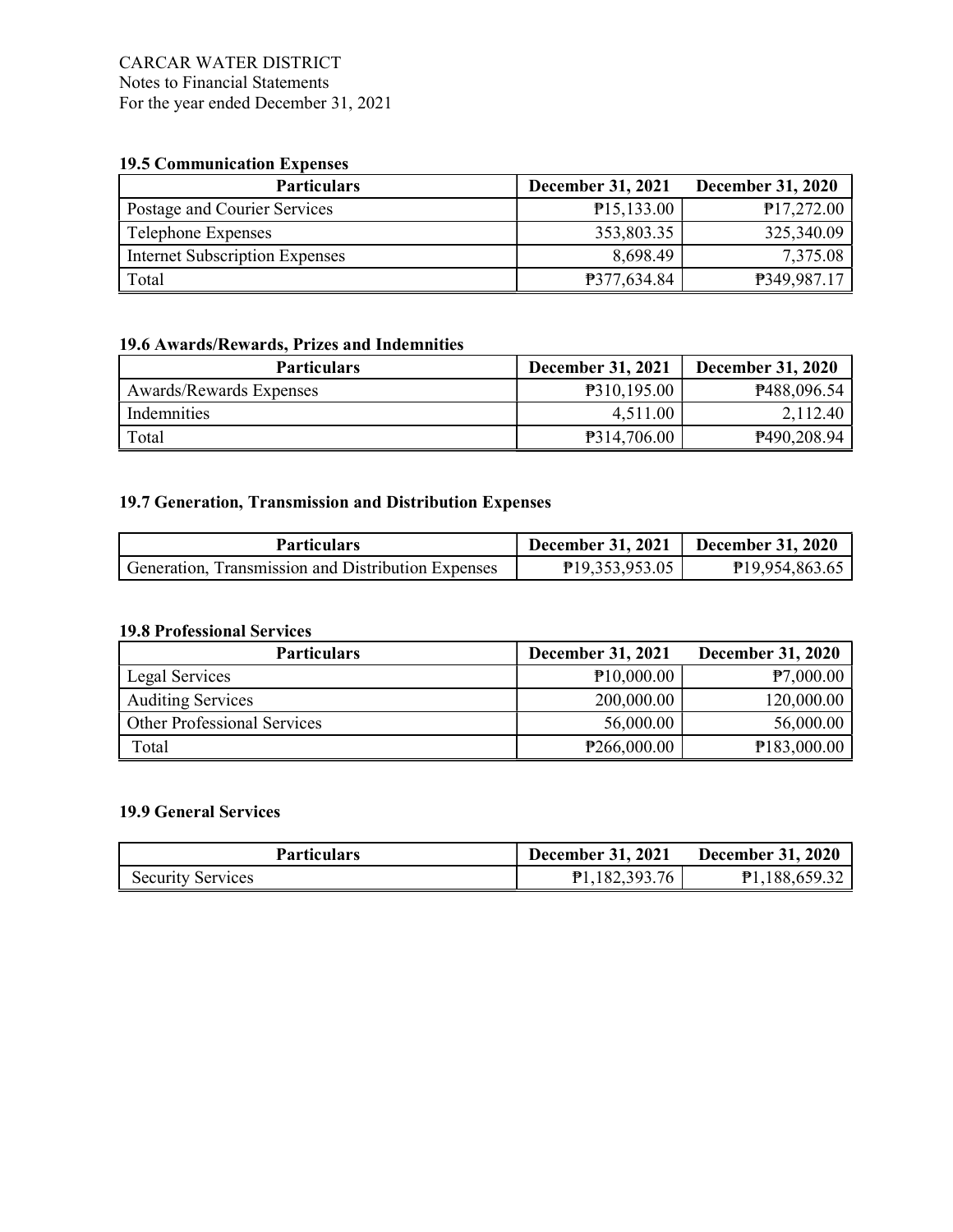CARCAR WATER DISTRICT
Notes to Financial Statements
For the year ended December 31, 2021

**19.5 Communication Expenses**

| Particulars | December 31, 2021 | December 31, 2020 |
|---|---|---|
| Postage and Courier Services | ₱15,133.00 | ₱17,272.00 |
| Telephone Expenses | 353,803.35 | 325,340.09 |
| Internet Subscription Expenses | 8,698.49 | 7,375.08 |
| Total | ₱377,634.84 | ₱349,987.17 |

**19.6 Awards/Rewards, Prizes and Indemnities**

| Particulars | December 31, 2021 | December 31, 2020 |
|---|---|---|
| Awards/Rewards Expenses | ₱310,195.00 | ₱488,096.54 |
| Indemnities | 4,511.00 | 2,112.40 |
| Total | ₱314,706.00 | ₱490,208.94 |

**19.7 Generation, Transmission and Distribution Expenses**

| Particulars | December 31, 2021 | December 31, 2020 |
|---|---|---|
| Generation, Transmission and Distribution Expenses | ₱19,353,953.05 | ₱19,954,863.65 |

**19.8 Professional Services**

| Particulars | December 31, 2021 | December 31, 2020 |
|---|---|---|
| Legal Services | ₱10,000.00 | ₱7,000.00 |
| Auditing Services | 200,000.00 | 120,000.00 |
| Other Professional Services | 56,000.00 | 56,000.00 |
| Total | ₱266,000.00 | ₱183,000.00 |

**19.9 General Services**

| Particulars | December 31, 2021 | December 31, 2020 |
|---|---|---|
| Security Services | ₱1,182,393.76 | ₱1,188,659.32 |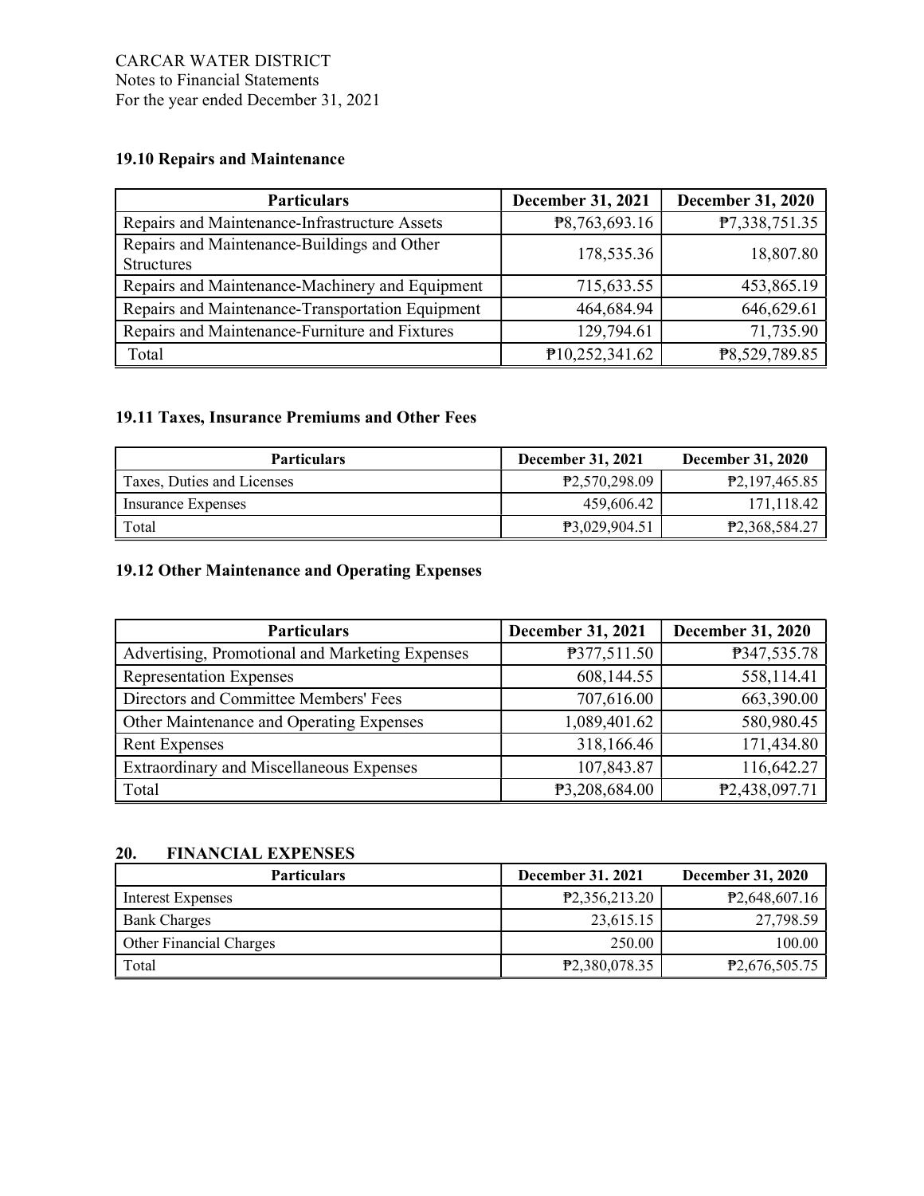CARCAR WATER DISTRICT
Notes to Financial Statements
For the year ended December 31, 2021

### 19.10 Repairs and Maintenance

| Particulars | December 31, 2021 | December 31, 2020 |
|---|---|---|
| Repairs and Maintenance-Infrastructure Assets | ₱8,763,693.16 | ₱7,338,751.35 |
| Repairs and Maintenance-Buildings and Other Structures | 178,535.36 | 18,807.80 |
| Repairs and Maintenance-Machinery and Equipment | 715,633.55 | 453,865.19 |
| Repairs and Maintenance-Transportation Equipment | 464,684.94 | 646,629.61 |
| Repairs and Maintenance-Furniture and Fixtures | 129,794.61 | 71,735.90 |
| Total | ₱10,252,341.62 | ₱8,529,789.85 |

### 19.11 Taxes, Insurance Premiums and Other Fees

| Particulars | December 31, 2021 | December 31, 2020 |
|---|---|---|
| Taxes, Duties and Licenses | ₱2,570,298.09 | ₱2,197,465.85 |
| Insurance Expenses | 459,606.42 | 171,118.42 |
| Total | ₱3,029,904.51 | ₱2,368,584.27 |

### 19.12 Other Maintenance and Operating Expenses

| Particulars | December 31, 2021 | December 31, 2020 |
|---|---|---|
| Advertising, Promotional and Marketing Expenses | ₱377,511.50 | ₱347,535.78 |
| Representation Expenses | 608,144.55 | 558,114.41 |
| Directors and Committee Members' Fees | 707,616.00 | 663,390.00 |
| Other Maintenance and Operating Expenses | 1,089,401.62 | 580,980.45 |
| Rent Expenses | 318,166.46 | 171,434.80 |
| Extraordinary and Miscellaneous Expenses | 107,843.87 | 116,642.27 |
| Total | ₱3,208,684.00 | ₱2,438,097.71 |

## 20. FINANCIAL EXPENSES

| Particulars | December 31. 2021 | December 31, 2020 |
|---|---|---|
| Interest Expenses | ₱2,356,213.20 | ₱2,648,607.16 |
| Bank Charges | 23,615.15 | 27,798.59 |
| Other Financial Charges | 250.00 | 100.00 |
| Total | ₱2,380,078.35 | ₱2,676,505.75 |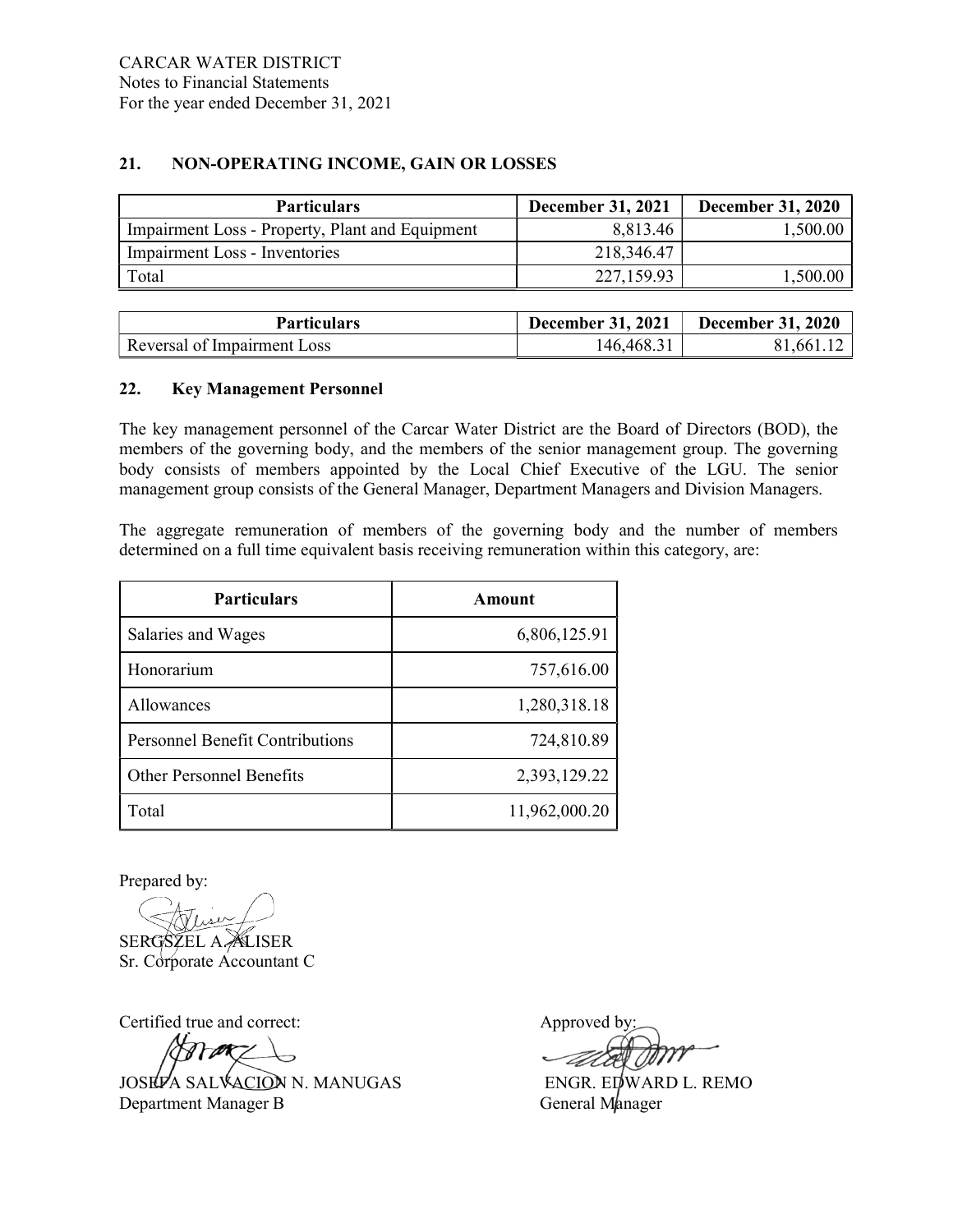CARCAR WATER DISTRICT
Notes to Financial Statements
For the year ended December 31, 2021

## 21. NON-OPERATING INCOME, GAIN OR LOSSES

| Particulars | December 31, 2021 | December 31, 2020 |
|---|---|---|
| Impairment Loss - Property, Plant and Equipment | 8,813.46 | 1,500.00 |
| Impairment Loss - Inventories | 218,346.47 | |
| Total | 227,159.93 | 1,500.00 |

| Particulars | December 31, 2021 | December 31, 2020 |
|---|---|---|
| Reversal of Impairment Loss | 146,468.31 | 81,661.12 |

## 22. Key Management Personnel

The key management personnel of the Carcar Water District are the Board of Directors (BOD), the members of the governing body, and the members of the senior management group. The governing body consists of members appointed by the Local Chief Executive of the LGU. The senior management group consists of the General Manager, Department Managers and Division Managers.

The aggregate remuneration of members of the governing body and the number of members determined on a full time equivalent basis receiving remuneration within this category, are:

| Particulars | Amount |
|---|---|
| Salaries and Wages | 6,806,125.91 |
| Honorarium | 757,616.00 |
| Allowances | 1,280,318.18 |
| Personnel Benefit Contributions | 724,810.89 |
| Other Personnel Benefits | 2,393,129.22 |
| Total | 11,962,000.20 |

Prepared by:

SERGSZEL A. ALISER
Sr. Corporate Accountant C

Certified true and correct:

JOSEFA SALVACION N. MANUGAS
Department Manager B

Approved by:

ENGR. EDWARD L. REMO
General Manager